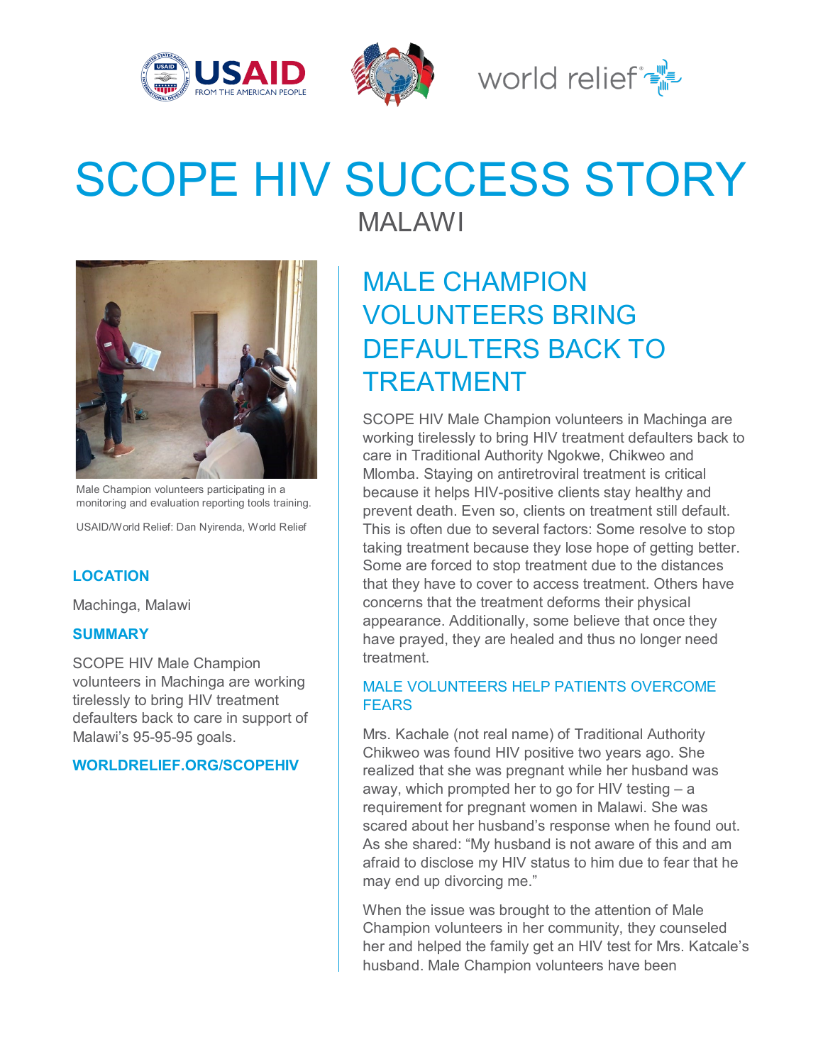# SCOPE HIV SUCCESS STORY

MALAWI

Male Champion volunteers participating in a monitoring and evaluation reporting tools training.

USAID/World Relief: Dan Nyirenda, World Relief

**LOCATION**

Machinga, Malawi

**SUMMARY**

SCOPE HIV Male Champion volunteers in Machinga are working tirelessly to bring HIV treatment defaulters back to care in support of Malawi's 95-95-95 goals.

**WORLDRELIEF.ORG/SCOPEHIV**

## MALE CHAMPION VOLUNTEERS BRING DEFAULTERS BACK TO TREATMENT

SCOPE HIV Male Champion volunteers in Machinga are working tirelessly to bring HIV treatment defaulters back to care in Traditional Authority Ngokwe, Chikweo and Mlomba. Staying on antiretroviral treatment is critical because it helps HIV-positive clients stay healthy and prevent death. Even so, clients on treatment still default. This is often due to several factors: Some resolve to stop taking treatment because they lose hope of getting better. Some are forced to stop treatment due to the distances that they have to cover to access treatment. Others have concerns that the treatment deforms their physical appearance. Additionally, some believe that once they have prayed, they are healed and thus no longer need treatment.

### MALE VOLUNTEERS HELP PATIENTS OVERCOME FEARS

Mrs. Kachale (not real name) of Traditional Authority Chikweo was found HIV positive two years ago. She realized that she was pregnant while her husband was away, which prompted her to go for HIV testing – a requirement for pregnant women in Malawi. She was scared about her husband's response when he found out. As she shared: "My husband is not aware of this and am afraid to disclose my HIV status to him due to fear that he may end up divorcing me."

When the issue was brought to the attention of Male Champion volunteers in her community, they counseled her and helped the family get an HIV test for Mrs. Katcale's husband. Male Champion volunteers have been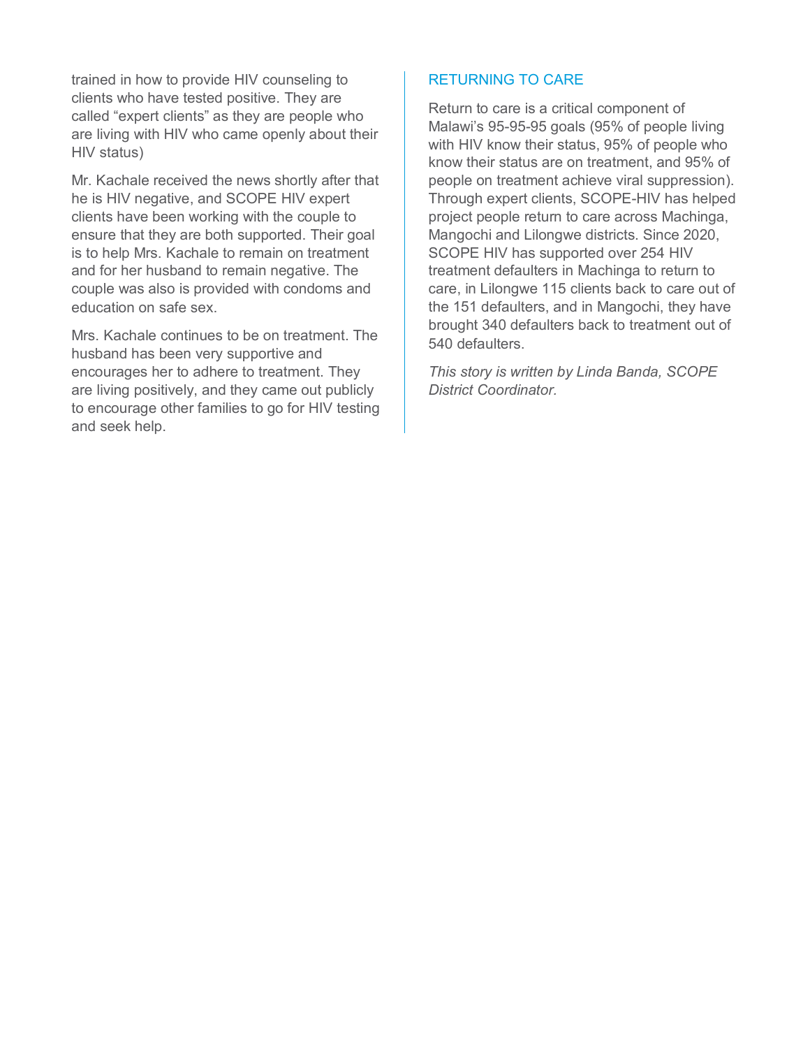trained in how to provide HIV counseling to clients who have tested positive. They are called "expert clients" as they are people who are living with HIV who came openly about their HIV status)

Mr. Kachale received the news shortly after that he is HIV negative, and SCOPE HIV expert clients have been working with the couple to ensure that they are both supported. Their goal is to help Mrs. Kachale to remain on treatment and for her husband to remain negative. The couple was also is provided with condoms and education on safe sex.

Mrs. Kachale continues to be on treatment. The husband has been very supportive and encourages her to adhere to treatment. They are living positively, and they came out publicly to encourage other families to go for HIV testing and seek help.

## RETURNING TO CARE

Return to care is a critical component of Malawi's 95-95-95 goals (95% of people living with HIV know their status, 95% of people who know their status are on treatment, and 95% of people on treatment achieve viral suppression). Through expert clients, SCOPE-HIV has helped project people return to care across Machinga, Mangochi and Lilongwe districts. Since 2020, SCOPE HIV has supported over 254 HIV treatment defaulters in Machinga to return to care, in Lilongwe 115 clients back to care out of the 151 defaulters, and in Mangochi, they have brought 340 defaulters back to treatment out of 540 defaulters.

*This story is written by Linda Banda, SCOPE District Coordinator.*